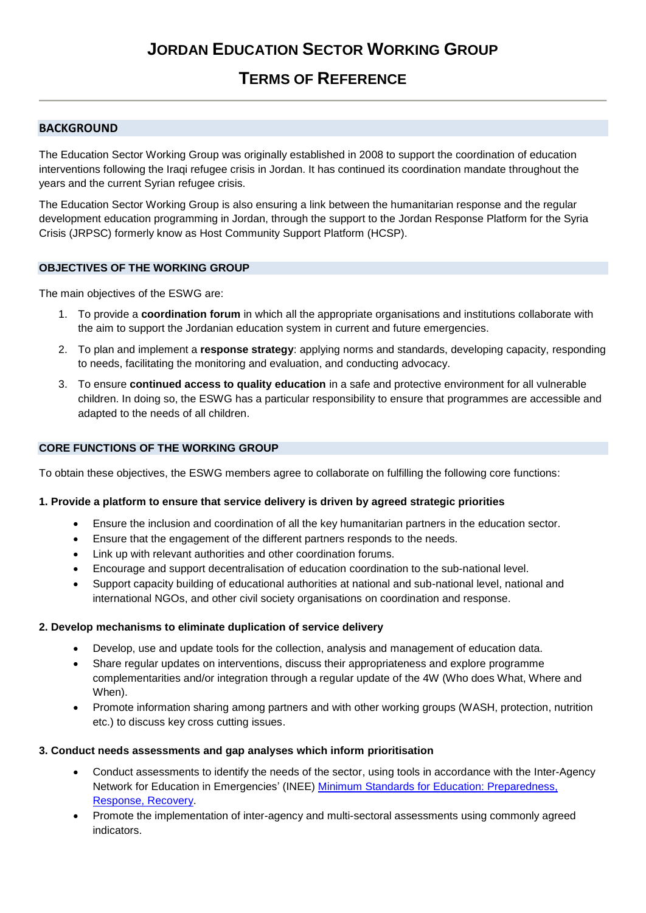# JORDAN EDUCATION SECTOR WORKING GROUP

# TERMS OF REFERENCE

## BACKGROUND

The Education Sector Working Group was originally established in 2008 to support the coordination of education interventions following the Iraqi refugee crisis in Jordan. It has continued its coordination mandate throughout the years and the current Syrian refugee crisis.

The Education Sector Working Group is also ensuring a link between the humanitarian response and the regular development education programming in Jordan, through the support to the Jordan Response Platform for the Syria Crisis (JRPSC) formerly know as Host Community Support Platform (HCSP).

## OBJECTIVES OF THE WORKING GROUP

The main objectives of the ESWG are:

1. To provide a **coordination forum** in which all the appropriate organisations and institutions collaborate with the aim to support the Jordanian education system in current and future emergencies.
2. To plan and implement a **response strategy**: applying norms and standards, developing capacity, responding to needs, facilitating the monitoring and evaluation, and conducting advocacy.
3. To ensure **continued access to quality education** in a safe and protective environment for all vulnerable children. In doing so, the ESWG has a particular responsibility to ensure that programmes are accessible and adapted to the needs of all children.

## CORE FUNCTIONS OF THE WORKING GROUP

To obtain these objectives, the ESWG members agree to collaborate on fulfilling the following core functions:

### 1. Provide a platform to ensure that service delivery is driven by agreed strategic priorities

- Ensure the inclusion and coordination of all the key humanitarian partners in the education sector.
- Ensure that the engagement of the different partners responds to the needs.
- Link up with relevant authorities and other coordination forums.
- Encourage and support decentralisation of education coordination to the sub-national level.
- Support capacity building of educational authorities at national and sub-national level, national and international NGOs, and other civil society organisations on coordination and response.

### 2. Develop mechanisms to eliminate duplication of service delivery

- Develop, use and update tools for the collection, analysis and management of education data.
- Share regular updates on interventions, discuss their appropriateness and explore programme complementarities and/or integration through a regular update of the 4W (Who does What, Where and When).
- Promote information sharing among partners and with other working groups (WASH, protection, nutrition etc.) to discuss key cross cutting issues.

### 3. Conduct needs assessments and gap analyses which inform prioritisation

- Conduct assessments to identify the needs of the sector, using tools in accordance with the Inter-Agency Network for Education in Emergencies' (INEE) Minimum Standards for Education: Preparedness, Response, Recovery.
- Promote the implementation of inter-agency and multi-sectoral assessments using commonly agreed indicators.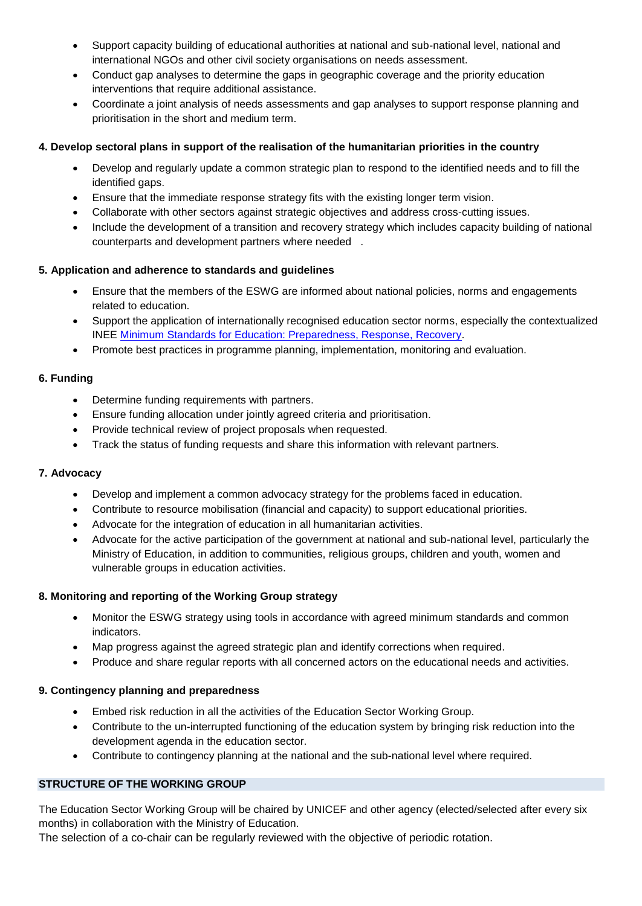- Support capacity building of educational authorities at national and sub-national level, national and international NGOs and other civil society organisations on needs assessment.
- Conduct gap analyses to determine the gaps in geographic coverage and the priority education interventions that require additional assistance.
- Coordinate a joint analysis of needs assessments and gap analyses to support response planning and prioritisation in the short and medium term.

**4. Develop sectoral plans in support of the realisation of the humanitarian priorities in the country**

- Develop and regularly update a common strategic plan to respond to the identified needs and to fill the identified gaps.
- Ensure that the immediate response strategy fits with the existing longer term vision.
- Collaborate with other sectors against strategic objectives and address cross-cutting issues.
- Include the development of a transition and recovery strategy which includes capacity building of national counterparts and development partners where needed .

**5. Application and adherence to standards and guidelines**

- Ensure that the members of the ESWG are informed about national policies, norms and engagements related to education.
- Support the application of internationally recognised education sector norms, especially the contextualized INEE Minimum Standards for Education: Preparedness, Response, Recovery.
- Promote best practices in programme planning, implementation, monitoring and evaluation.

**6. Funding**

- Determine funding requirements with partners.
- Ensure funding allocation under jointly agreed criteria and prioritisation.
- Provide technical review of project proposals when requested.
- Track the status of funding requests and share this information with relevant partners.

**7. Advocacy**

- Develop and implement a common advocacy strategy for the problems faced in education.
- Contribute to resource mobilisation (financial and capacity) to support educational priorities.
- Advocate for the integration of education in all humanitarian activities.
- Advocate for the active participation of the government at national and sub-national level, particularly the Ministry of Education, in addition to communities, religious groups, children and youth, women and vulnerable groups in education activities.

**8. Monitoring and reporting of the Working Group strategy**

- Monitor the ESWG strategy using tools in accordance with agreed minimum standards and common indicators.
- Map progress against the agreed strategic plan and identify corrections when required.
- Produce and share regular reports with all concerned actors on the educational needs and activities.

**9. Contingency planning and preparedness**

- Embed risk reduction in all the activities of the Education Sector Working Group.
- Contribute to the un-interrupted functioning of the education system by bringing risk reduction into the development agenda in the education sector.
- Contribute to contingency planning at the national and the sub-national level where required.

## STRUCTURE OF THE WORKING GROUP

The Education Sector Working Group will be chaired by UNICEF and other agency (elected/selected after every six months) in collaboration with the Ministry of Education.

The selection of a co-chair can be regularly reviewed with the objective of periodic rotation.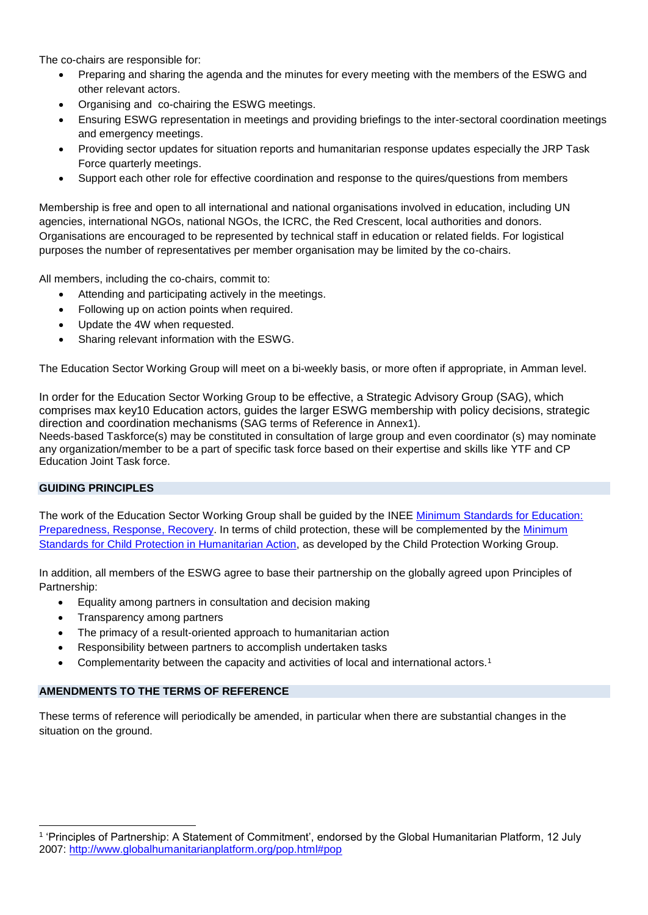The co-chairs are responsible for:

- Preparing and sharing the agenda and the minutes for every meeting with the members of the ESWG and other relevant actors.
- Organising and co-chairing the ESWG meetings.
- Ensuring ESWG representation in meetings and providing briefings to the inter-sectoral coordination meetings and emergency meetings.
- Providing sector updates for situation reports and humanitarian response updates especially the JRP Task Force quarterly meetings.
- Support each other role for effective coordination and response to the quires/questions from members

Membership is free and open to all international and national organisations involved in education, including UN agencies, international NGOs, national NGOs, the ICRC, the Red Crescent, local authorities and donors. Organisations are encouraged to be represented by technical staff in education or related fields. For logistical purposes the number of representatives per member organisation may be limited by the co-chairs.

All members, including the co-chairs, commit to:

- Attending and participating actively in the meetings.
- Following up on action points when required.
- Update the 4W when requested.
- Sharing relevant information with the ESWG.

The Education Sector Working Group will meet on a bi-weekly basis, or more often if appropriate, in Amman level.

In order for the Education Sector Working Group to be effective, a Strategic Advisory Group (SAG), which comprises max key10 Education actors, guides the larger ESWG membership with policy decisions, strategic direction and coordination mechanisms (SAG terms of Reference in Annex1).
Needs-based Taskforce(s) may be constituted in consultation of large group and even coordinator (s) may nominate any organization/member to be a part of specific task force based on their expertise and skills like YTF and CP Education Joint Task force.

## GUIDING PRINCIPLES

The work of the Education Sector Working Group shall be guided by the INEE [Minimum Standards for Education: Preparedness, Response, Recovery](). In terms of child protection, these will be complemented by the [Minimum Standards for Child Protection in Humanitarian Action](), as developed by the Child Protection Working Group.

In addition, all members of the ESWG agree to base their partnership on the globally agreed upon Principles of Partnership:

- Equality among partners in consultation and decision making
- Transparency among partners
- The primacy of a result-oriented approach to humanitarian action
- Responsibility between partners to accomplish undertaken tasks
- Complementarity between the capacity and activities of local and international actors.[1]

## AMENDMENTS TO THE TERMS OF REFERENCE

These terms of reference will periodically be amended, in particular when there are substantial changes in the situation on the ground.

---

[1] 'Principles of Partnership: A Statement of Commitment', endorsed by the Global Humanitarian Platform, 12 July 2007: http://www.globalhumanitarianplatform.org/pop.html#pop